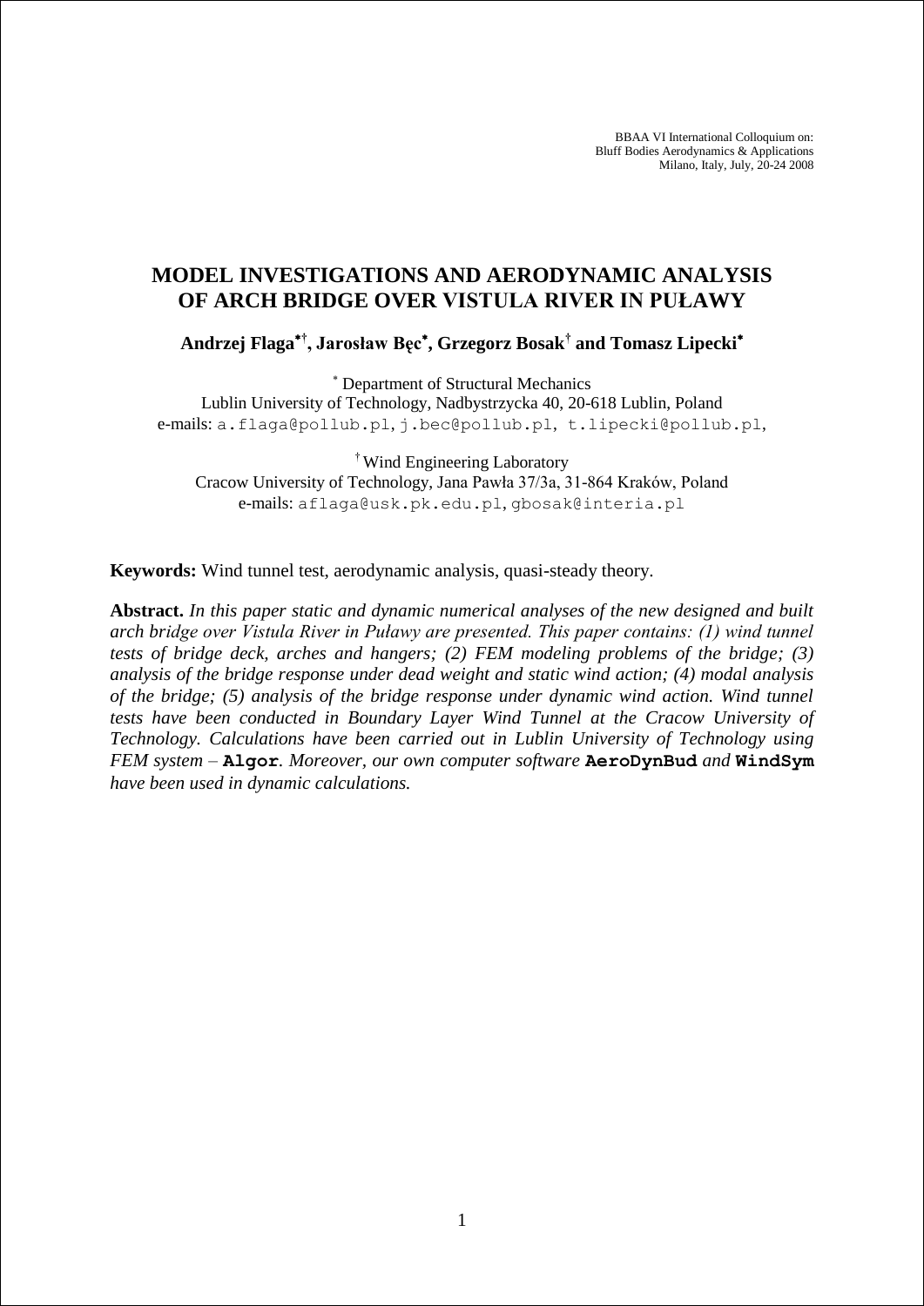BBAA VI International Colloquium on:
Bluff Bodies Aerodynamics & Applications
Milano, Italy, July, 20-24 2008

# MODEL INVESTIGATIONS AND AERODYNAMIC ANALYSIS OF ARCH BRIDGE OVER VISTULA RIVER IN PUŁAWY

**Andrzej Flaga[*,†], Jarosław Bęc[*], Grzegorz Bosak[†] and Tomasz Lipecki[*]**

[*] Department of Structural Mechanics
Lublin University of Technology, Nadbystrzycka 40, 20-618 Lublin, Poland
e-mails: a.flaga@pollub.pl, j.bec@pollub.pl, t.lipecki@pollub.pl,

[†] Wind Engineering Laboratory
Cracow University of Technology, Jana Pawła 37/3a, 31-864 Kraków, Poland
e-mails: aflaga@usk.pk.edu.pl, gbosak@interia.pl

**Keywords:** Wind tunnel test, aerodynamic analysis, quasi-steady theory.

**Abstract.** *In this paper static and dynamic numerical analyses of the new designed and built arch bridge over Vistula River in Puławy are presented. This paper contains: (1) wind tunnel tests of bridge deck, arches and hangers; (2) FEM modeling problems of the bridge; (3) analysis of the bridge response under dead weight and static wind action; (4) modal analysis of the bridge; (5) analysis of the bridge response under dynamic wind action. Wind tunnel tests have been conducted in Boundary Layer Wind Tunnel at the Cracow University of Technology. Calculations have been carried out in Lublin University of Technology using FEM system –* **Algor***. Moreover, our own computer software* **AeroDynBud** *and* **WindSym** *have been used in dynamic calculations.*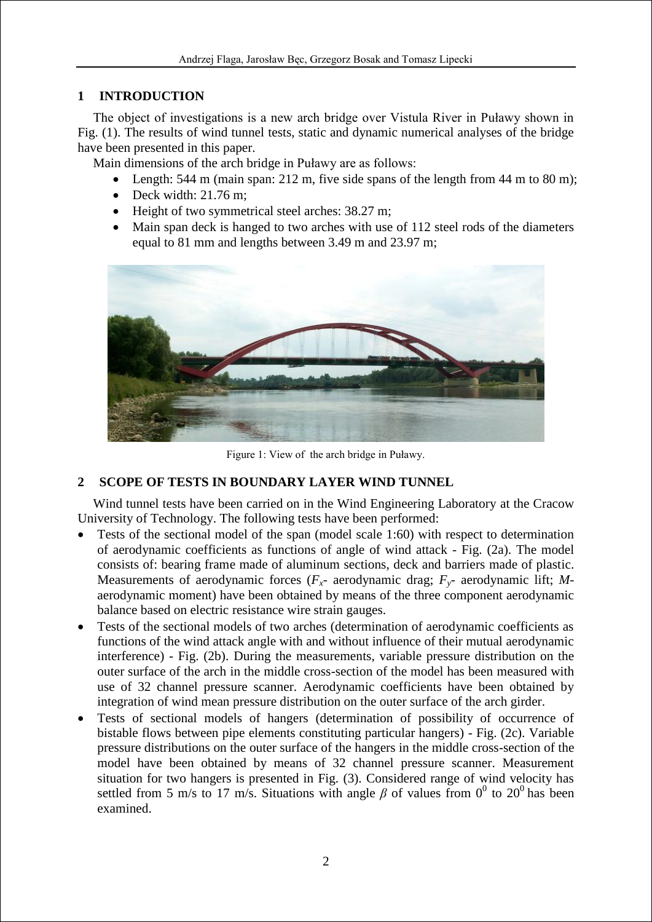## 1 INTRODUCTION

The object of investigations is a new arch bridge over Vistula River in Puławy shown in Fig. (1). The results of wind tunnel tests, static and dynamic numerical analyses of the bridge have been presented in this paper.

Main dimensions of the arch bridge in Puławy are as follows:

- Length: 544 m (main span: 212 m, five side spans of the length from 44 m to 80 m);
- Deck width: 21.76 m;
- Height of two symmetrical steel arches: 38.27 m;
- Main span deck is hanged to two arches with use of 112 steel rods of the diameters equal to 81 mm and lengths between 3.49 m and 23.97 m;

Figure 1: View of the arch bridge in Puławy.

## 2 SCOPE OF TESTS IN BOUNDARY LAYER WIND TUNNEL

Wind tunnel tests have been carried on in the Wind Engineering Laboratory at the Cracow University of Technology. The following tests have been performed:

- Tests of the sectional model of the span (model scale 1:60) with respect to determination of aerodynamic coefficients as functions of angle of wind attack - Fig. (2a). The model consists of: bearing frame made of aluminum sections, deck and barriers made of plastic. Measurements of aerodynamic forces ($F_x$- aerodynamic drag; $F_y$- aerodynamic lift; $M$-aerodynamic moment) have been obtained by means of the three component aerodynamic balance based on electric resistance wire strain gauges.
- Tests of the sectional models of two arches (determination of aerodynamic coefficients as functions of the wind attack angle with and without influence of their mutual aerodynamic interference) - Fig. (2b). During the measurements, variable pressure distribution on the outer surface of the arch in the middle cross-section of the model has been measured with use of 32 channel pressure scanner. Aerodynamic coefficients have been obtained by integration of wind mean pressure distribution on the outer surface of the arch girder.
- Tests of sectional models of hangers (determination of possibility of occurrence of bistable flows between pipe elements constituting particular hangers) - Fig. (2c). Variable pressure distributions on the outer surface of the hangers in the middle cross-section of the model have been obtained by means of 32 channel pressure scanner. Measurement situation for two hangers is presented in Fig. (3). Considered range of wind velocity has settled from 5 m/s to 17 m/s. Situations with angle $\beta$ of values from $0^0$ to $20^0$ has been examined.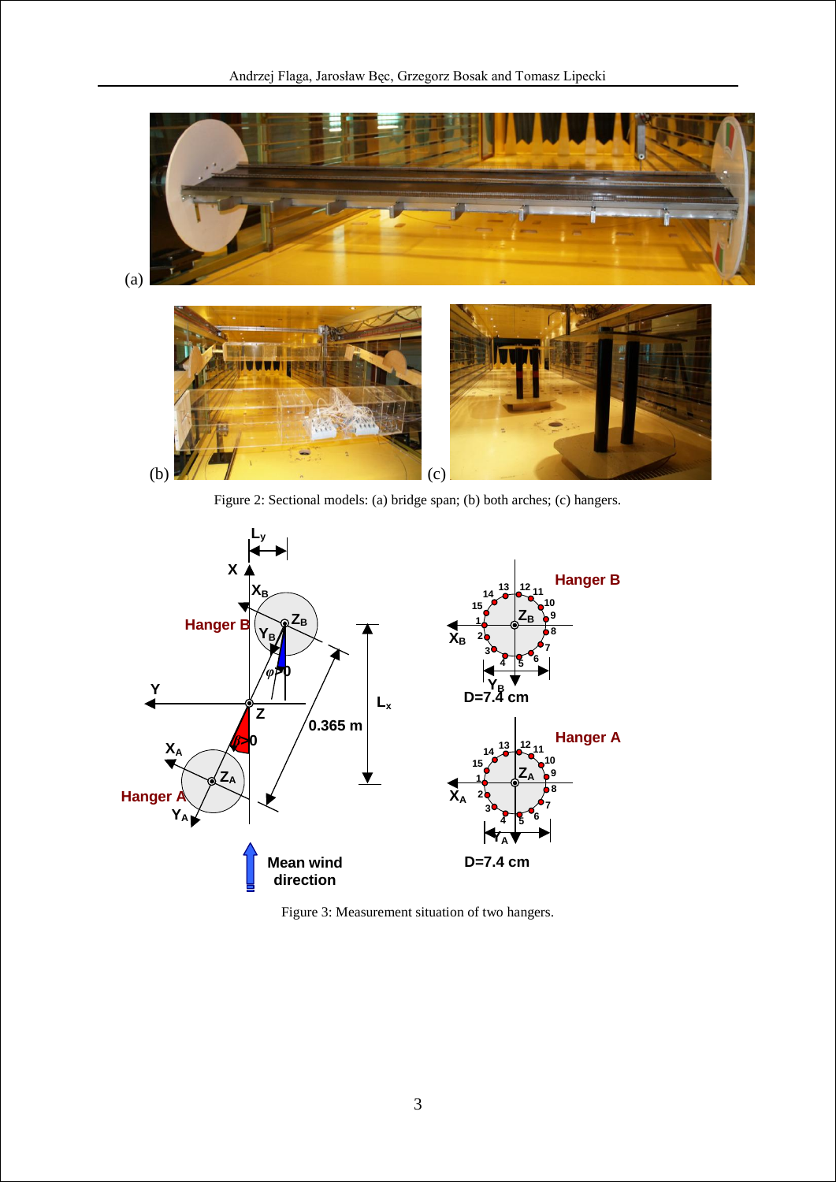Figure 2: Sectional models: (a) bridge span; (b) both arches; (c) hangers.

Figure 3: Measurement situation of two hangers.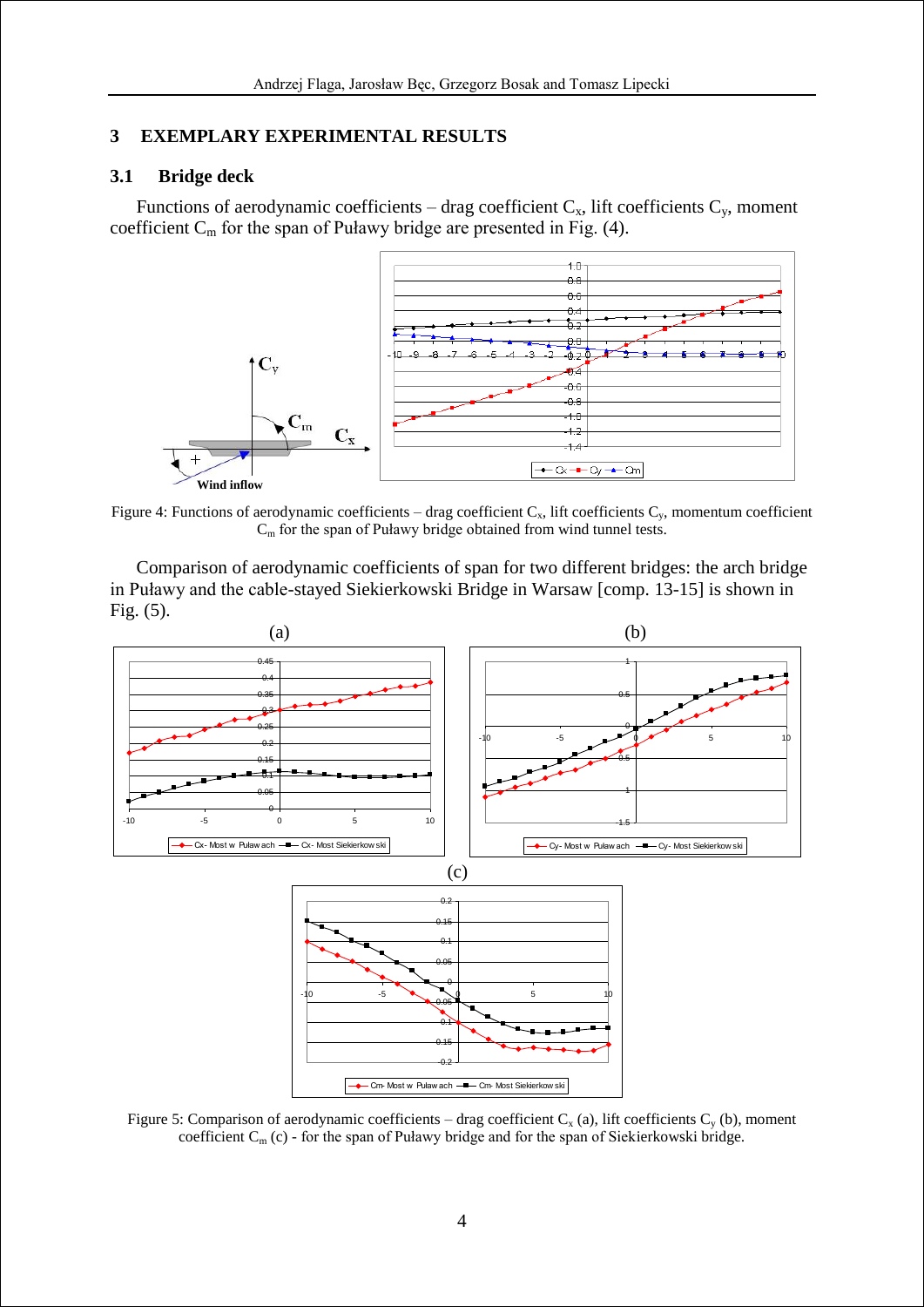## 3 EXEMPLARY EXPERIMENTAL RESULTS

### 3.1 Bridge deck

Functions of aerodynamic coefficients – drag coefficient $C_x$, lift coefficients $C_y$, moment coefficient $C_m$ for the span of Puławy bridge are presented in Fig. (4).

Figure 4: Functions of aerodynamic coefficients – drag coefficient $C_x$, lift coefficients $C_y$, momentum coefficient $C_m$ for the span of Puławy bridge obtained from wind tunnel tests.

Comparison of aerodynamic coefficients of span for two different bridges: the arch bridge in Puławy and the cable-stayed Siekierkowski Bridge in Warsaw [comp. 13-15] is shown in Fig. (5).

Figure 5: Comparison of aerodynamic coefficients – drag coefficient $C_x$ (a), lift coefficients $C_y$ (b), moment coefficient $C_m$ (c) - for the span of Puławy bridge and for the span of Siekierkowski bridge.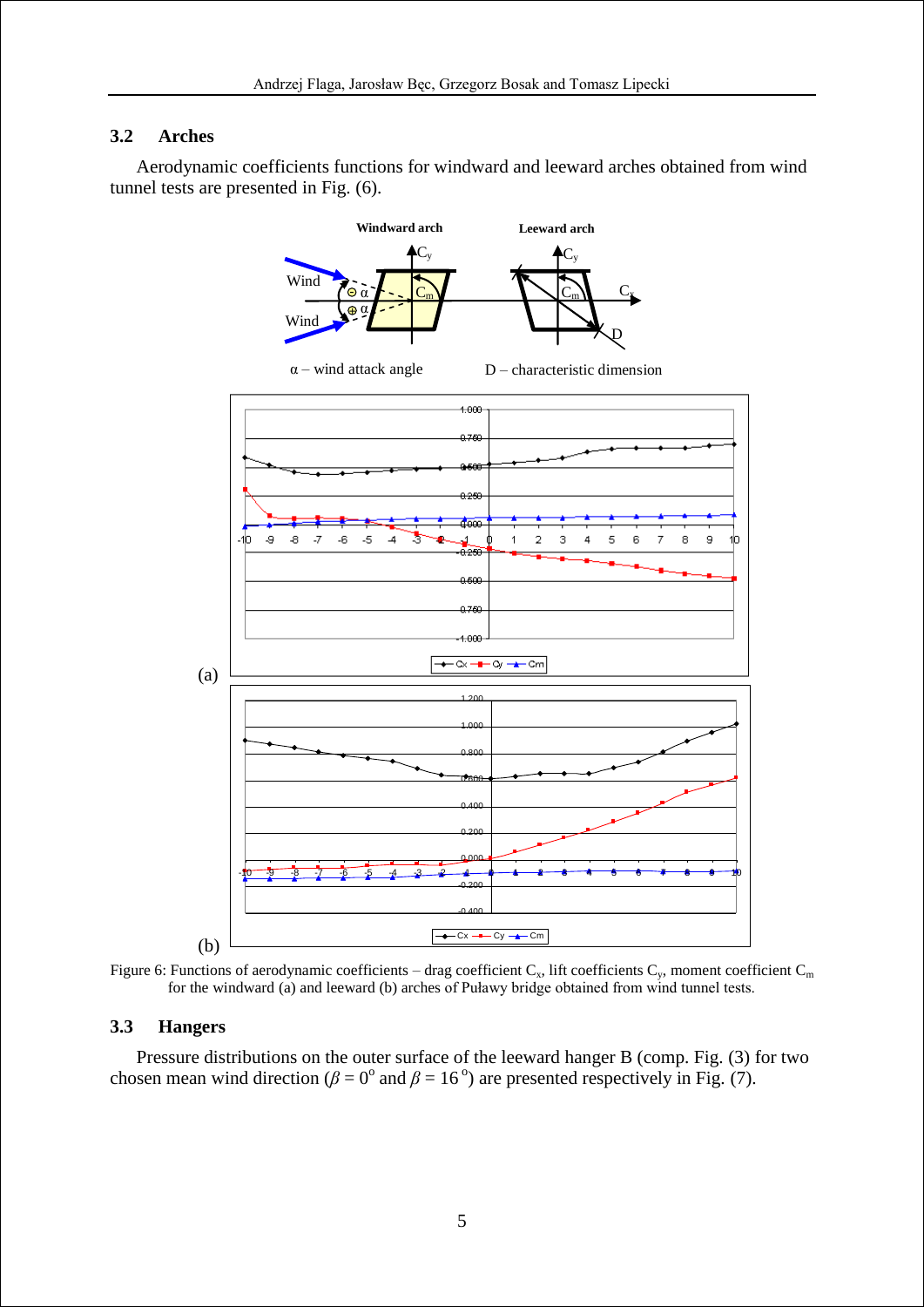### 3.2 Arches

Aerodynamic coefficients functions for windward and leeward arches obtained from wind tunnel tests are presented in Fig. (6).

Figure 6: Functions of aerodynamic coefficients – drag coefficient $C_x$, lift coefficients $C_y$, moment coefficient $C_m$ for the windward (a) and leeward (b) arches of Puławy bridge obtained from wind tunnel tests.

### 3.3 Hangers

Pressure distributions on the outer surface of the leeward hanger B (comp. Fig. (3) for two chosen mean wind direction ($\beta = 0^o$ and $\beta = 16^o$) are presented respectively in Fig. (7).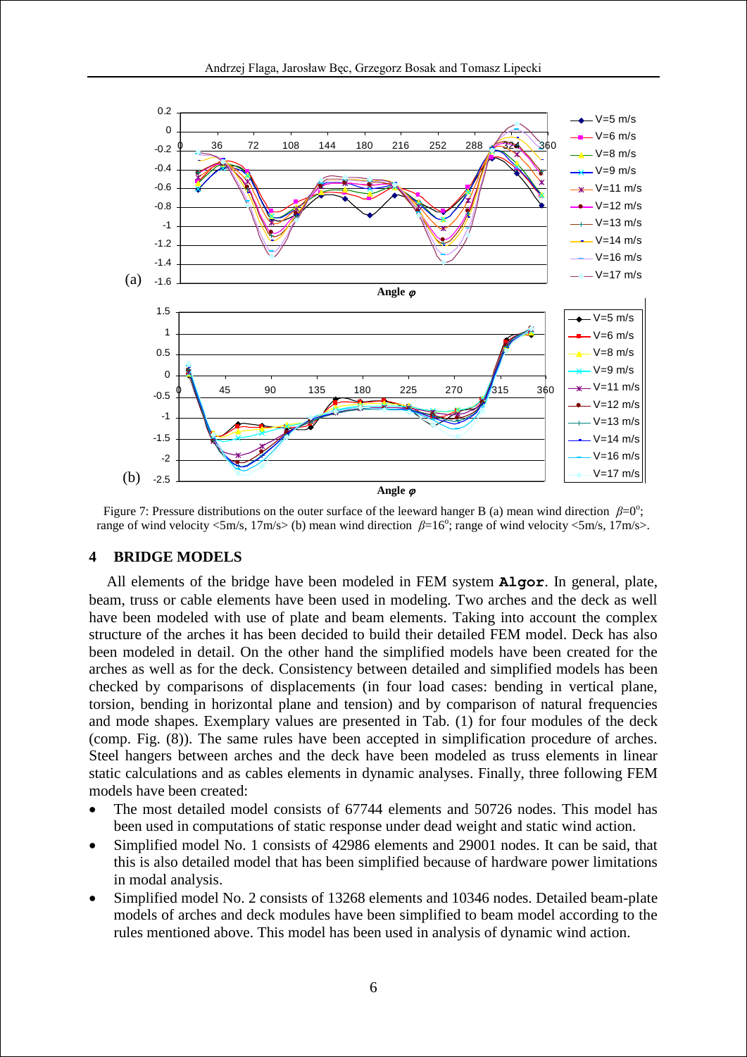Figure 7: Pressure distributions on the outer surface of the leeward hanger B (a) mean wind direction $\beta=0^{\circ}$; range of wind velocity <5m/s, 17m/s> (b) mean wind direction $\beta=16^{\circ}$; range of wind velocity <5m/s, 17m/s>.

## 4 BRIDGE MODELS

All elements of the bridge have been modeled in FEM system **Algor**. In general, plate, beam, truss or cable elements have been used in modeling. Two arches and the deck as well have been modeled with use of plate and beam elements. Taking into account the complex structure of the arches it has been decided to build their detailed FEM model. Deck has also been modeled in detail. On the other hand the simplified models have been created for the arches as well as for the deck. Consistency between detailed and simplified models has been checked by comparisons of displacements (in four load cases: bending in vertical plane, torsion, bending in horizontal plane and tension) and by comparison of natural frequencies and mode shapes. Exemplary values are presented in Tab. (1) for four modules of the deck (comp. Fig. (8)). The same rules have been accepted in simplification procedure of arches. Steel hangers between arches and the deck have been modeled as truss elements in linear static calculations and as cables elements in dynamic analyses. Finally, three following FEM models have been created:

- The most detailed model consists of 67744 elements and 50726 nodes. This model has been used in computations of static response under dead weight and static wind action.
- Simplified model No. 1 consists of 42986 elements and 29001 nodes. It can be said, that this is also detailed model that has been simplified because of hardware power limitations in modal analysis.
- Simplified model No. 2 consists of 13268 elements and 10346 nodes. Detailed beam-plate models of arches and deck modules have been simplified to beam model according to the rules mentioned above. This model has been used in analysis of dynamic wind action.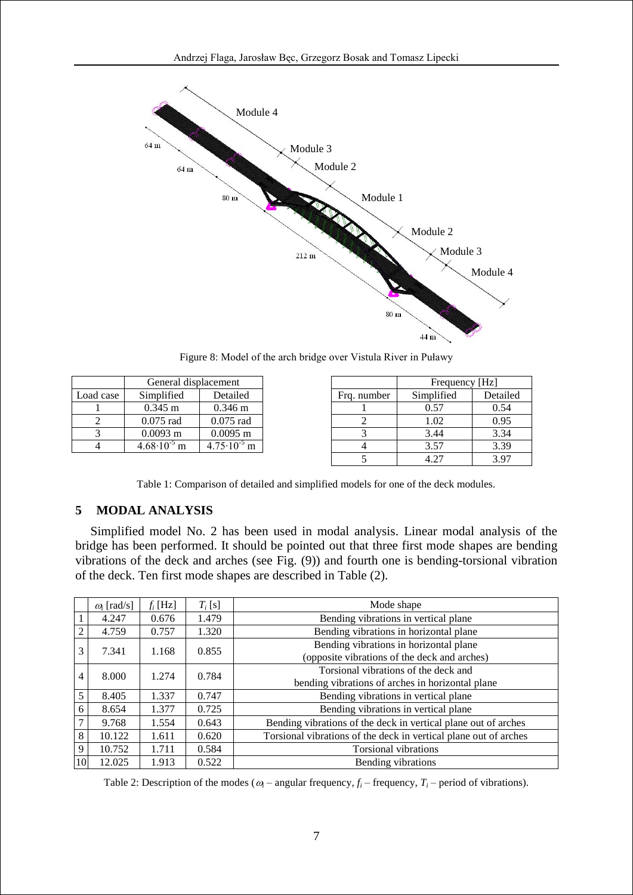Figure 8: Model of the arch bridge over Vistula River in Puławy

| | General displacement | |
|---|---|---|
| Load case | Simplified | Detailed |
| 1 | 0.345 m | 0.346 m |
| 2 | 0.075 rad | 0.075 rad |
| 3 | 0.0093 m | 0.0095 m |
| 4 | $4.68 \cdot 10^{-5}$ m | $4.75 \cdot 10^{-5}$ m |

| | Frequency [Hz] | |
|---|---|---|
| Frq. number | Simplified | Detailed |
| 1 | 0.57 | 0.54 |
| 2 | 1.02 | 0.95 |
| 3 | 3.44 | 3.34 |
| 4 | 3.57 | 3.39 |
| 5 | 4.27 | 3.97 |

Table 1: Comparison of detailed and simplified models for one of the deck modules.

## 5 MODAL ANALYSIS

Simplified model No. 2 has been used in modal analysis. Linear modal analysis of the bridge has been performed. It should be pointed out that three first mode shapes are bending vibrations of the deck and arches (see Fig. (9)) and fourth one is bending-torsional vibration of the deck. Ten first mode shapes are described in Table (2).

| | $\omega_i$ [rad/s] | $f_i$ [Hz] | $T_i$ [s] | Mode shape |
|---|---|---|---|---|
| 1 | 4.247 | 0.676 | 1.479 | Bending vibrations in vertical plane |
| 2 | 4.759 | 0.757 | 1.320 | Bending vibrations in horizontal plane |
| 3 | 7.341 | 1.168 | 0.855 | Bending vibrations in horizontal plane (opposite vibrations of the deck and arches) |
| 4 | 8.000 | 1.274 | 0.784 | Torsional vibrations of the deck and bending vibrations of arches in horizontal plane |
| 5 | 8.405 | 1.337 | 0.747 | Bending vibrations in vertical plane |
| 6 | 8.654 | 1.377 | 0.725 | Bending vibrations in vertical plane |
| 7 | 9.768 | 1.554 | 0.643 | Bending vibrations of the deck in vertical plane out of arches |
| 8 | 10.122 | 1.611 | 0.620 | Torsional vibrations of the deck in vertical plane out of arches |
| 9 | 10.752 | 1.711 | 0.584 | Torsional vibrations |
| 10 | 12.025 | 1.913 | 0.522 | Bending vibrations |

Table 2: Description of the modes ($\omega_i$ – angular frequency, $f_i$ – frequency, $T_i$ – period of vibrations).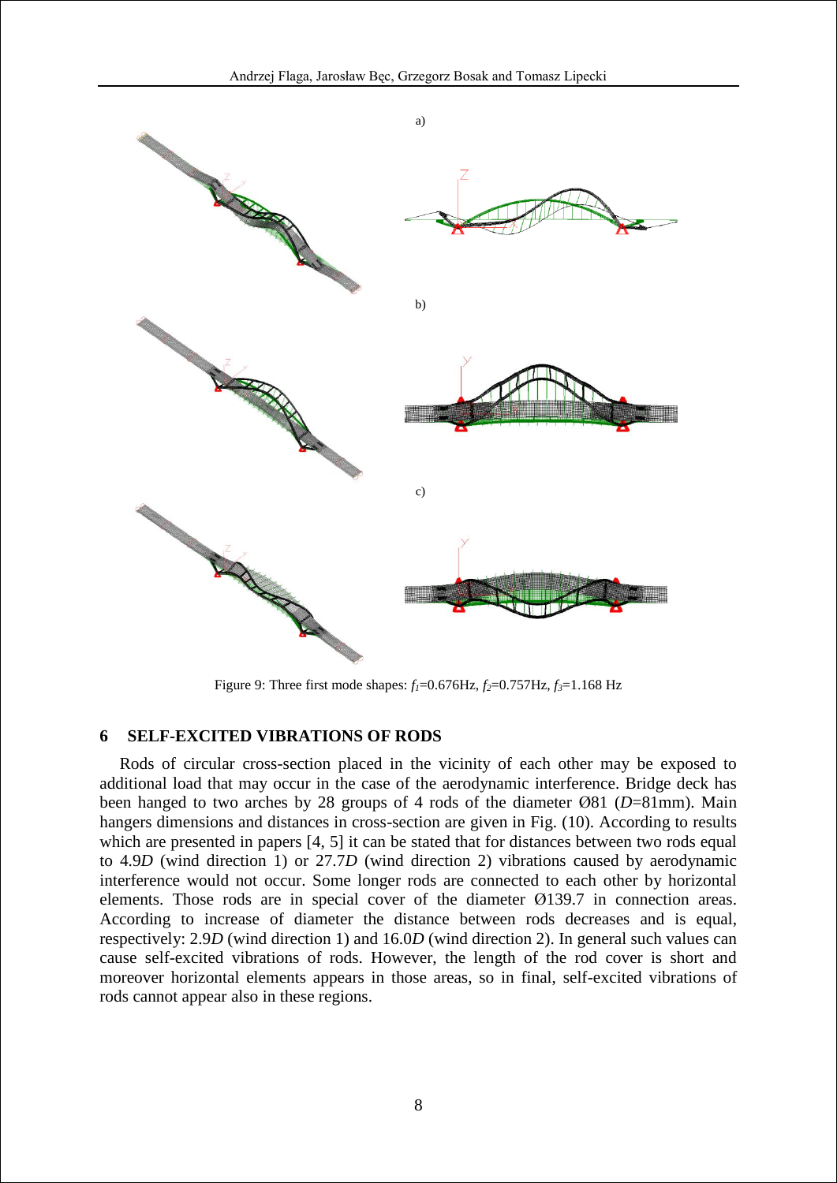a)

b)

c)

Figure 9: Three first mode shapes: $f_1$=0.676Hz, $f_2$=0.757Hz, $f_3$=1.168 Hz

## 6 SELF-EXCITED VIBRATIONS OF RODS

Rods of circular cross-section placed in the vicinity of each other may be exposed to additional load that may occur in the case of the aerodynamic interference. Bridge deck has been hanged to two arches by 28 groups of 4 rods of the diameter Ø81 ($D$=81mm). Main hangers dimensions and distances in cross-section are given in Fig. (10). According to results which are presented in papers [4, 5] it can be stated that for distances between two rods equal to 4.9$D$ (wind direction 1) or 27.7$D$ (wind direction 2) vibrations caused by aerodynamic interference would not occur. Some longer rods are connected to each other by horizontal elements. Those rods are in special cover of the diameter Ø139.7 in connection areas. According to increase of diameter the distance between rods decreases and is equal, respectively: 2.9$D$ (wind direction 1) and 16.0$D$ (wind direction 2). In general such values can cause self-excited vibrations of rods. However, the length of the rod cover is short and moreover horizontal elements appears in those areas, so in final, self-excited vibrations of rods cannot appear also in these regions.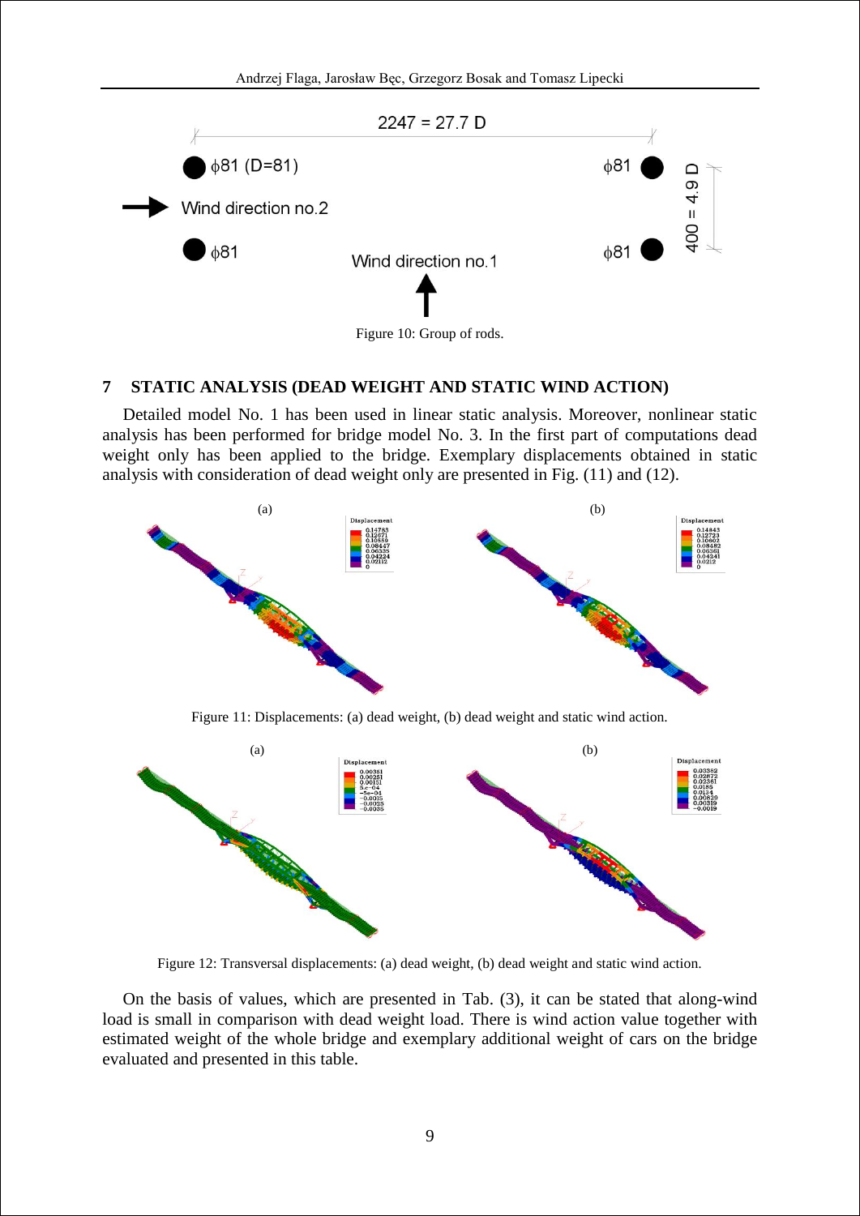Figure 10: Group of rods.

## 7 STATIC ANALYSIS (DEAD WEIGHT AND STATIC WIND ACTION)

Detailed model No. 1 has been used in linear static analysis. Moreover, nonlinear static analysis has been performed for bridge model No. 3. In the first part of computations dead weight only has been applied to the bridge. Exemplary displacements obtained in static analysis with consideration of dead weight only are presented in Fig. (11) and (12).

Figure 11: Displacements: (a) dead weight, (b) dead weight and static wind action.

Figure 12: Transversal displacements: (a) dead weight, (b) dead weight and static wind action.

On the basis of values, which are presented in Tab. (3), it can be stated that along-wind load is small in comparison with dead weight load. There is wind action value together with estimated weight of the whole bridge and exemplary additional weight of cars on the bridge evaluated and presented in this table.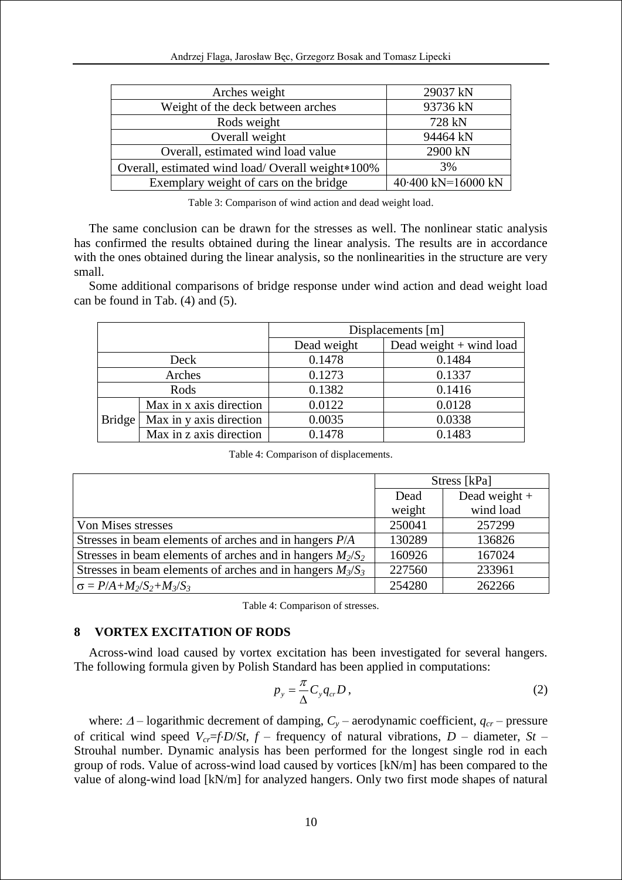| Arches weight | 29037 kN |
|---|---|
| Weight of the deck between arches | 93736 kN |
| Rods weight | 728 kN |
| Overall weight | 94464 kN |
| Overall, estimated wind load value | 2900 kN |
| Overall, estimated wind load/ Overall weight∗100% | 3% |
| Exemplary weight of cars on the bridge | 40·400 kN=16000 kN |

Table 3: Comparison of wind action and dead weight load.

The same conclusion can be drawn for the stresses as well. The nonlinear static analysis has confirmed the results obtained during the linear analysis. The results are in accordance with the ones obtained during the linear analysis, so the nonlinearities in the structure are very small.

Some additional comparisons of bridge response under wind action and dead weight load can be found in Tab. (4) and (5).

| | | Displacements [m] | |
|---|---|---|---|
| | | Dead weight | Dead weight + wind load |
| Deck | | 0.1478 | 0.1484 |
| Arches | | 0.1273 | 0.1337 |
| Rods | | 0.1382 | 0.1416 |
| Bridge | Max in x axis direction | 0.0122 | 0.0128 |
| | Max in y axis direction | 0.0035 | 0.0338 |
| | Max in z axis direction | 0.1478 | 0.1483 |

Table 4: Comparison of displacements.

| | Stress [kPa] | |
|---|---|---|
| | Dead weight | Dead weight + wind load |
| Von Mises stresses | 250041 | 257299 |
| Stresses in beam elements of arches and in hangers $P/A$ | 130289 | 136826 |
| Stresses in beam elements of arches and in hangers $M_2/S_2$ | 160926 | 167024 |
| Stresses in beam elements of arches and in hangers $M_3/S_3$ | 227560 | 233961 |
| $\sigma = P/A+M_2/S_2+M_3/S_3$ | 254280 | 262266 |

Table 4: Comparison of stresses.

## 8 VORTEX EXCITATION OF RODS

Across-wind load caused by vortex excitation has been investigated for several hangers. The following formula given by Polish Standard has been applied in computations:

$$p_y = \frac{\pi}{\Delta} C_y q_{cr} D, \tag{2}$$

where: $\Delta$ – logarithmic decrement of damping, $C_y$ – aerodynamic coefficient, $q_{cr}$ – pressure of critical wind speed $V_{cr}=f{\cdot}D/St$, $f$ – frequency of natural vibrations, $D$ – diameter, $St$ – Strouhal number. Dynamic analysis has been performed for the longest single rod in each group of rods. Value of across-wind load caused by vortices [kN/m] has been compared to the value of along-wind load [kN/m] for analyzed hangers. Only two first mode shapes of natural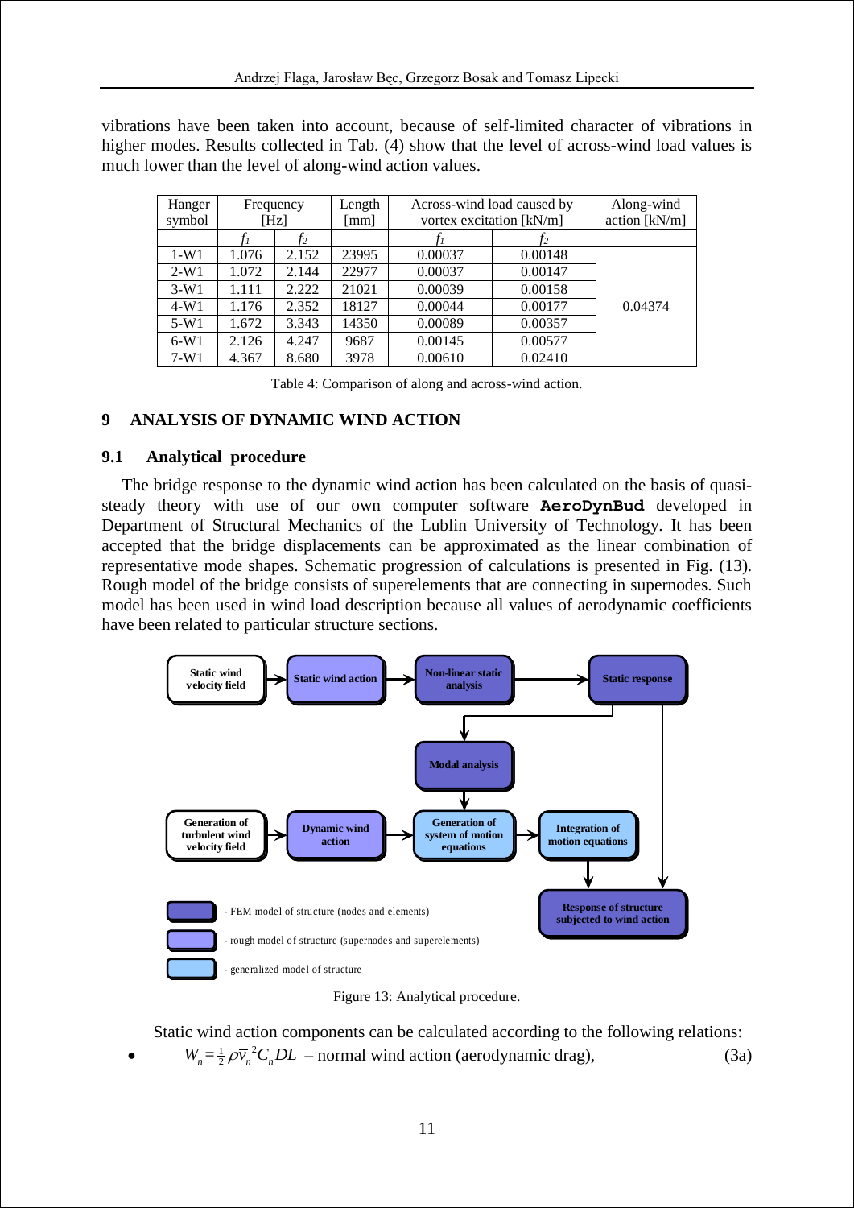vibrations have been taken into account, because of self-limited character of vibrations in higher modes. Results collected in Tab. (4) show that the level of across-wind load values is much lower than the level of along-wind action values.

| Hanger symbol | Frequency [Hz] | | Length [mm] | Across-wind load caused by vortex excitation [kN/m] | | Along-wind action [kN/m] |
|---|---|---|---|---|---|---|
| | $f_1$ | $f_2$ | | $f_1$ | $f_2$ | |
| 1-W1 | 1.076 | 2.152 | 23995 | 0.00037 | 0.00148 | |
| 2-W1 | 1.072 | 2.144 | 22977 | 0.00037 | 0.00147 | |
| 3-W1 | 1.111 | 2.222 | 21021 | 0.00039 | 0.00158 | |
| 4-W1 | 1.176 | 2.352 | 18127 | 0.00044 | 0.00177 | 0.04374 |
| 5-W1 | 1.672 | 3.343 | 14350 | 0.00089 | 0.00357 | |
| 6-W1 | 2.126 | 4.247 | 9687 | 0.00145 | 0.00577 | |
| 7-W1 | 4.367 | 8.680 | 3978 | 0.00610 | 0.02410 | |

Table 4: Comparison of along and across-wind action.

## 9 ANALYSIS OF DYNAMIC WIND ACTION

### 9.1 Analytical procedure

The bridge response to the dynamic wind action has been calculated on the basis of quasi-steady theory with use of our own computer software **AeroDynBud** developed in Department of Structural Mechanics of the Lublin University of Technology. It has been accepted that the bridge displacements can be approximated as the linear combination of representative mode shapes. Schematic progression of calculations is presented in Fig. (13). Rough model of the bridge consists of superelements that are connecting in supernodes. Such model has been used in wind load description because all values of aerodynamic coefficients have been related to particular structure sections.

Figure 13: Analytical procedure.

Static wind action components can be calculated according to the following relations:

- $W_n = \frac{1}{2}\rho \overline{v}_n^{\,2} C_n D L$ – normal wind action (aerodynamic drag), (3a)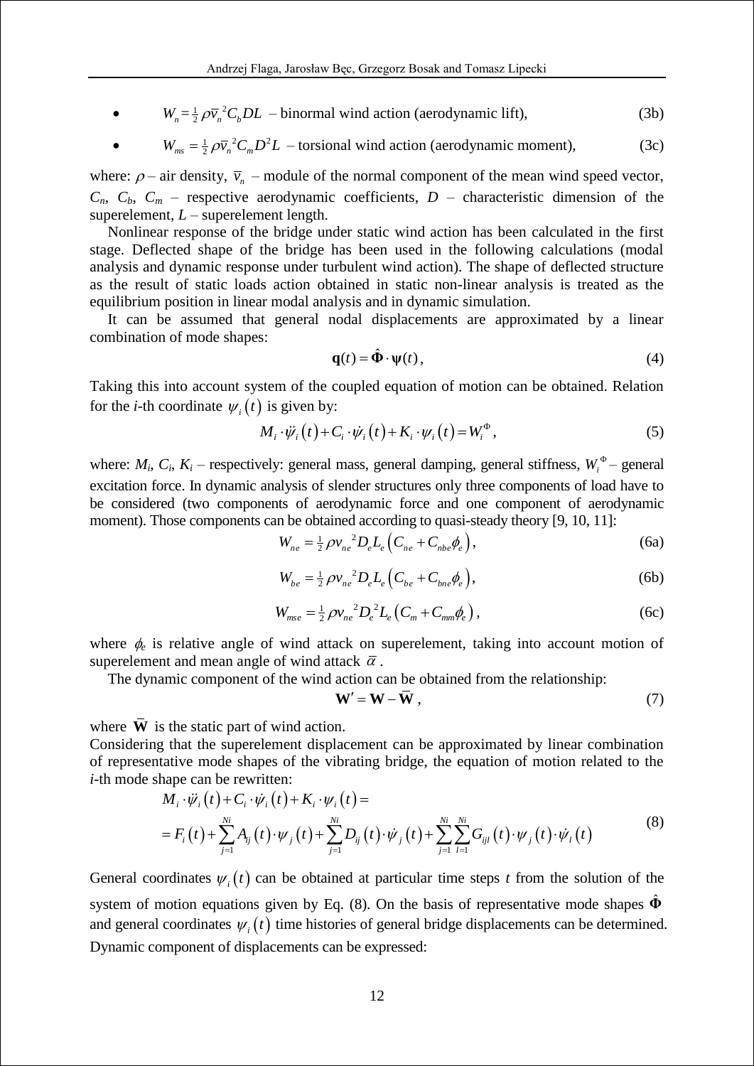- $W_n = \frac{1}{2}\rho \bar{v}_n^{\,2} C_b D L$ – binormal wind action (aerodynamic lift), (3b)
- $W_{ms} = \frac{1}{2}\rho \bar{v}_n^{\,2} C_m D^2 L$ – torsional wind action (aerodynamic moment), (3c)

where: $\rho$ – air density, $\bar{v}_n$ – module of the normal component of the mean wind speed vector, $C_n$, $C_b$, $C_m$ – respective aerodynamic coefficients, $D$ – characteristic dimension of the superelement, $L$ – superelement length.

Nonlinear response of the bridge under static wind action has been calculated in the first stage. Deflected shape of the bridge has been used in the following calculations (modal analysis and dynamic response under turbulent wind action). The shape of deflected structure as the result of static loads action obtained in static non-linear analysis is treated as the equilibrium position in linear modal analysis and in dynamic simulation.

It can be assumed that general nodal displacements are approximated by a linear combination of mode shapes:

$$\mathbf{q}(t) = \hat{\mathbf{\Phi}} \cdot \mathbf{\psi}(t), \tag{4}$$

Taking this into account system of the coupled equation of motion can be obtained. Relation for the *i*-th coordinate $\psi_i(t)$ is given by:

$$M_i \cdot \ddot{\psi}_i(t) + C_i \cdot \dot{\psi}_i(t) + K_i \cdot \psi_i(t) = W_i^{\Phi}, \tag{5}$$

where: $M_i$, $C_i$, $K_i$ – respectively: general mass, general damping, general stiffness, $W_i^{\Phi}$ – general excitation force. In dynamic analysis of slender structures only three components of load have to be considered (two components of aerodynamic force and one component of aerodynamic moment). Those components can be obtained according to quasi-steady theory [9, 10, 11]:

$$W_{ne} = \frac{1}{2}\rho v_{ne}^{\,2} D_e L_e \left( C_{ne} + C_{nbe}\phi_e \right), \tag{6a}$$

$$W_{be} = \frac{1}{2}\rho v_{ne}^{\,2} D_e L_e \left( C_{be} + C_{bne}\phi_e \right), \tag{6b}$$

$$W_{mse} = \frac{1}{2}\rho v_{ne}^{\,2} D_e^2 L_e \left( C_m + C_{mm}\phi_e \right), \tag{6c}$$

where $\phi_e$ is relative angle of wind attack on superelement, taking into account motion of superelement and mean angle of wind attack $\bar{\alpha}$.

The dynamic component of the wind action can be obtained from the relationship:

$$\mathbf{W}' = \mathbf{W} - \bar{\mathbf{W}}, \tag{7}$$

where $\bar{\mathbf{W}}$ is the static part of wind action.

Considering that the superelement displacement can be approximated by linear combination of representative mode shapes of the vibrating bridge, the equation of motion related to the *i*-th mode shape can be rewritten:

$$\begin{aligned} & M_i \cdot \ddot{\psi}_i(t) + C_i \cdot \dot{\psi}_i(t) + K_i \cdot \psi_i(t) = \\ & = F_i(t) + \sum_{j=1}^{Ni} A_{ij}(t) \cdot \psi_j(t) + \sum_{j=1}^{Ni} D_{ij}(t) \cdot \dot{\psi}_j(t) + \sum_{j=1}^{Ni}\sum_{l=1}^{Ni} G_{ijl}(t) \cdot \psi_j(t) \cdot \dot{\psi}_l(t) \end{aligned} \tag{8}$$

General coordinates $\psi_i(t)$ can be obtained at particular time steps $t$ from the solution of the system of motion equations given by Eq. (8). On the basis of representative mode shapes $\hat{\mathbf{\Phi}}$ and general coordinates $\psi_i(t)$ time histories of general bridge displacements can be determined. Dynamic component of displacements can be expressed: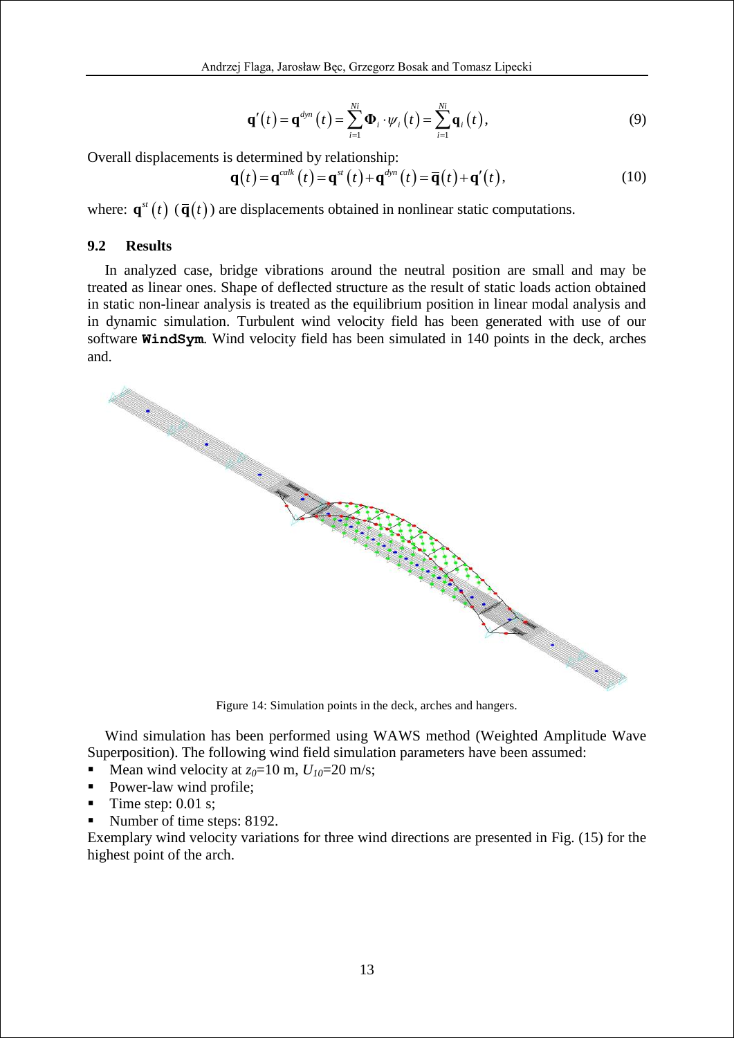$$\mathbf{q}'(t) = \mathbf{q}^{dyn}(t) = \sum_{i=1}^{Ni} \mathbf{\Phi}_i \cdot \psi_i(t) = \sum_{i=1}^{Ni} \mathbf{q}_i(t), \tag{9}$$

Overall displacements is determined by relationship:

$$\mathbf{q}(t) = \mathbf{q}^{calk}(t) = \mathbf{q}^{st}(t) + \mathbf{q}^{dyn}(t) = \overline{\mathbf{q}}(t) + \mathbf{q}'(t), \tag{10}$$

where: $\mathbf{q}^{st}(t)$ $(\overline{\mathbf{q}}(t))$ are displacements obtained in nonlinear static computations.

### 9.2 Results

In analyzed case, bridge vibrations around the neutral position are small and may be treated as linear ones. Shape of deflected structure as the result of static loads action obtained in static non-linear analysis is treated as the equilibrium position in linear modal analysis and in dynamic simulation. Turbulent wind velocity field has been generated with use of our software **WindSym**. Wind velocity field has been simulated in 140 points in the deck, arches and.

Figure 14: Simulation points in the deck, arches and hangers.

Wind simulation has been performed using WAWS method (Weighted Amplitude Wave Superposition). The following wind field simulation parameters have been assumed:

- Mean wind velocity at $z_0$=10 m, $U_{10}$=20 m/s;
- Power-law wind profile;
- Time step: 0.01 s;
- Number of time steps: 8192.

Exemplary wind velocity variations for three wind directions are presented in Fig. (15) for the highest point of the arch.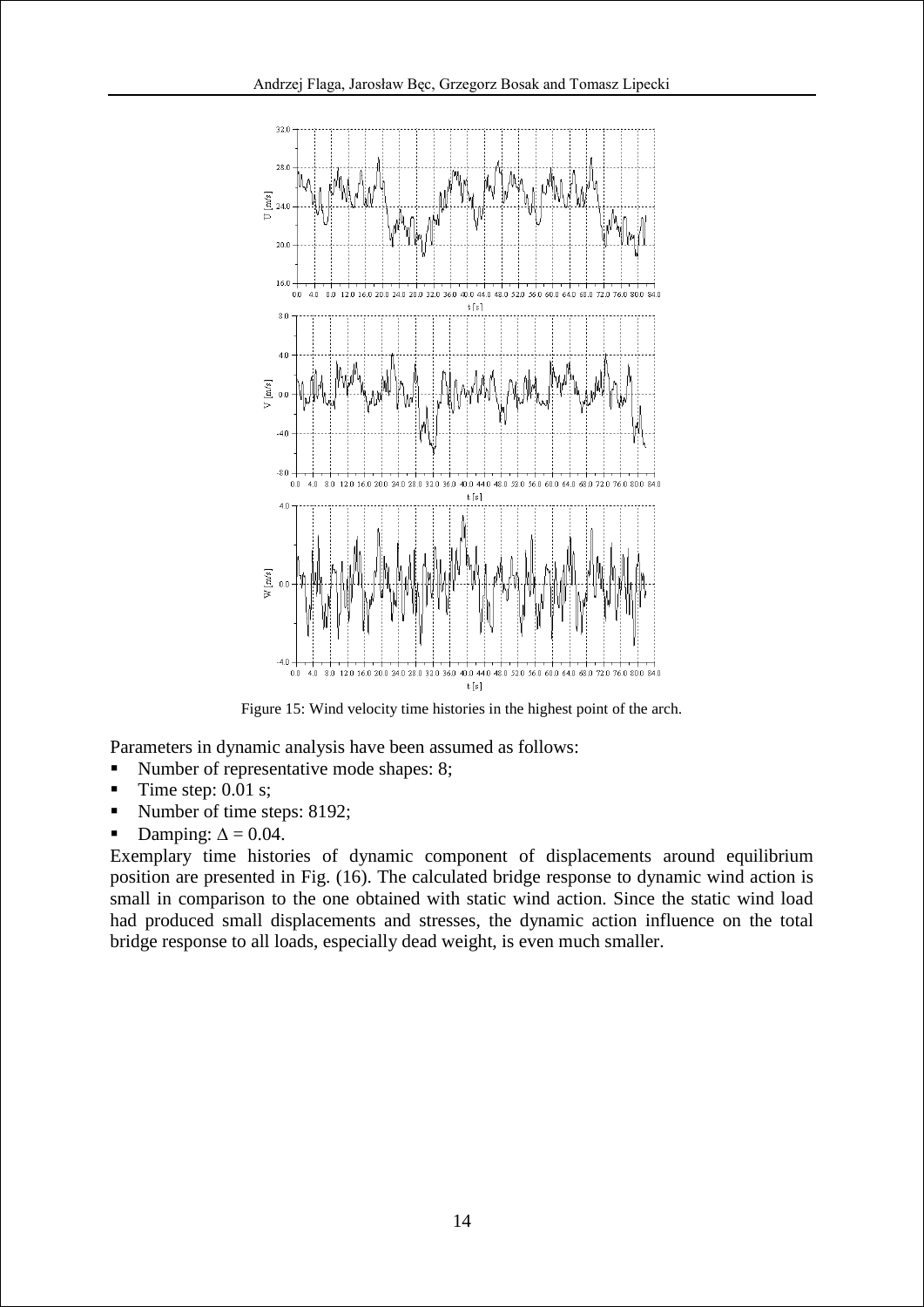Figure 15: Wind velocity time histories in the highest point of the arch.

Parameters in dynamic analysis have been assumed as follows:

- Number of representative mode shapes: 8;
- Time step: 0.01 s;
- Number of time steps: 8192;
- Damping: $\Delta = 0.04$.

Exemplary time histories of dynamic component of displacements around equilibrium position are presented in Fig. (16). The calculated bridge response to dynamic wind action is small in comparison to the one obtained with static wind action. Since the static wind load had produced small displacements and stresses, the dynamic action influence on the total bridge response to all loads, especially dead weight, is even much smaller.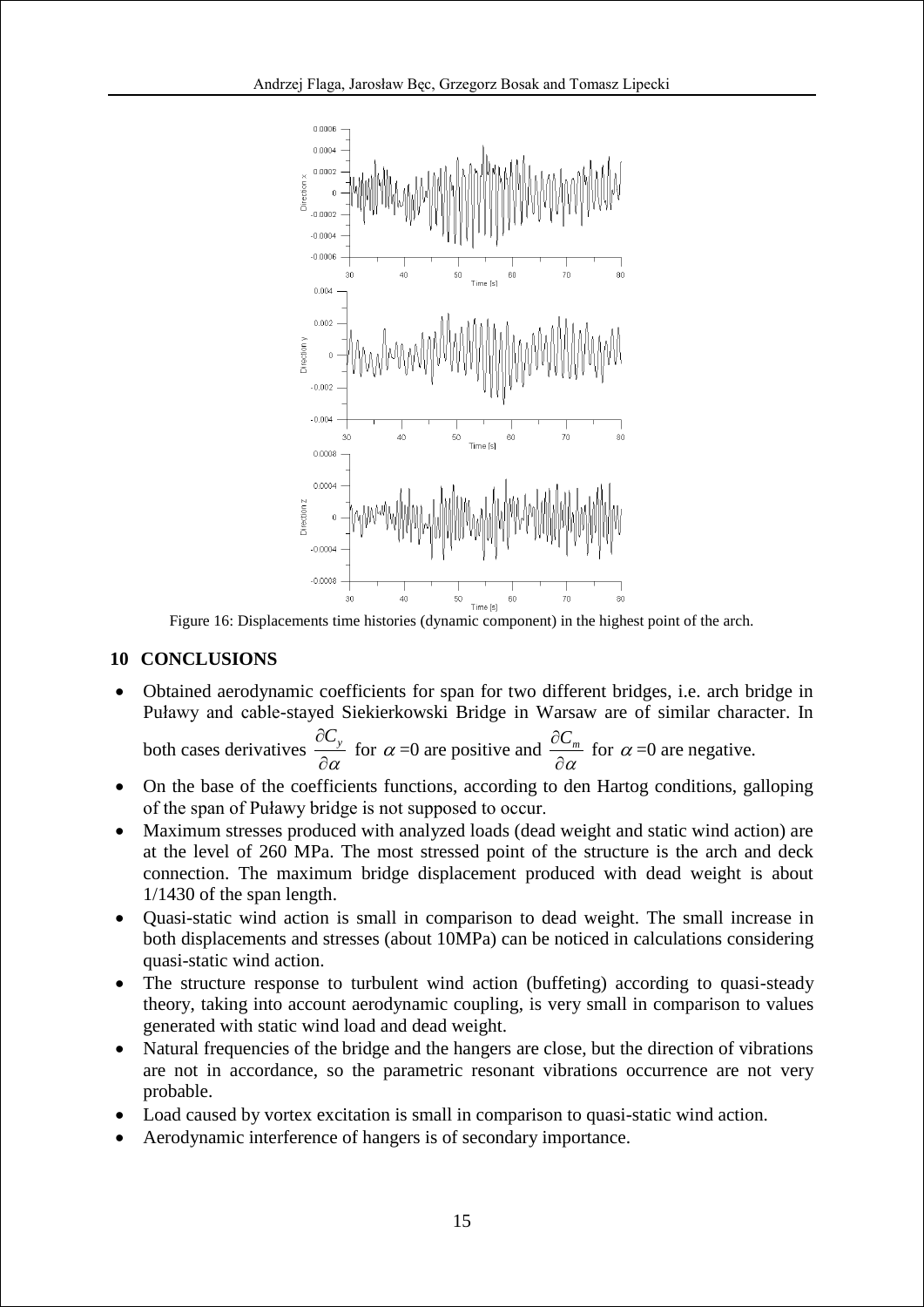Figure 16: Displacements time histories (dynamic component) in the highest point of the arch.

## 10 CONCLUSIONS

- Obtained aerodynamic coefficients for span for two different bridges, i.e. arch bridge in Puławy and cable-stayed Siekierkowski Bridge in Warsaw are of similar character. In both cases derivatives $\frac{\partial C_y}{\partial \alpha}$ for $\alpha$ =0 are positive and $\frac{\partial C_m}{\partial \alpha}$ for $\alpha$ =0 are negative.
- On the base of the coefficients functions, according to den Hartog conditions, galloping of the span of Puławy bridge is not supposed to occur.
- Maximum stresses produced with analyzed loads (dead weight and static wind action) are at the level of 260 MPa. The most stressed point of the structure is the arch and deck connection. The maximum bridge displacement produced with dead weight is about 1/1430 of the span length.
- Quasi-static wind action is small in comparison to dead weight. The small increase in both displacements and stresses (about 10MPa) can be noticed in calculations considering quasi-static wind action.
- The structure response to turbulent wind action (buffeting) according to quasi-steady theory, taking into account aerodynamic coupling, is very small in comparison to values generated with static wind load and dead weight.
- Natural frequencies of the bridge and the hangers are close, but the direction of vibrations are not in accordance, so the parametric resonant vibrations occurrence are not very probable.
- Load caused by vortex excitation is small in comparison to quasi-static wind action.
- Aerodynamic interference of hangers is of secondary importance.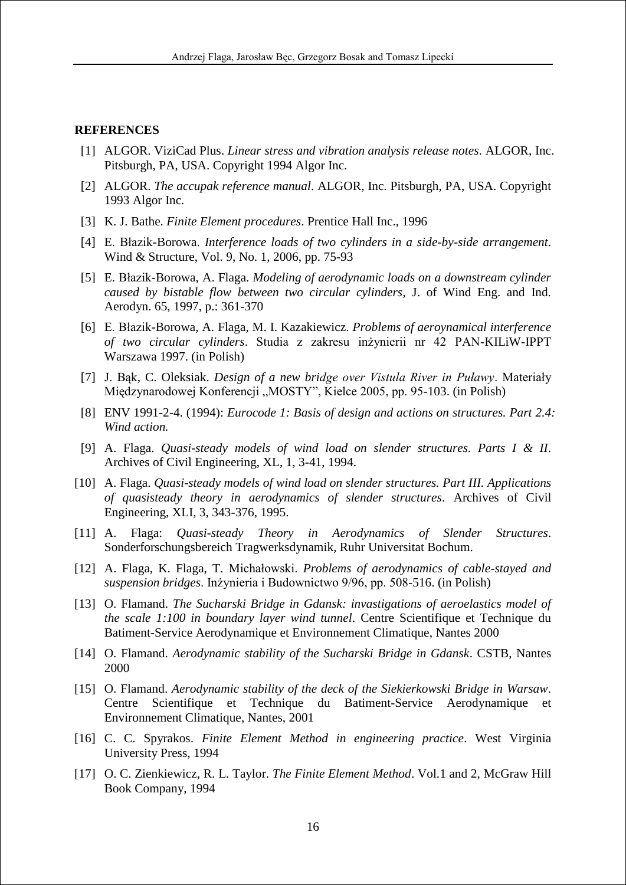**REFERENCES**

[1] ALGOR. ViziCad Plus. *Linear stress and vibration analysis release notes*. ALGOR, Inc. Pitsburgh, PA, USA. Copyright 1994 Algor Inc.

[2] ALGOR. *The accupak reference manual*. ALGOR, Inc. Pitsburgh, PA, USA. Copyright 1993 Algor Inc.

[3] K. J. Bathe. *Finite Element procedures*. Prentice Hall Inc., 1996

[4] E. Błazik-Borowa. *Interference loads of two cylinders in a side-by-side arrangement*. Wind & Structure, Vol. 9, No. 1, 2006, pp. 75-93

[5] E. Błazik-Borowa, A. Flaga. *Modeling of aerodynamic loads on a downstream cylinder caused by bistable flow between two circular cylinders*, J. of Wind Eng. and Ind. Aerodyn. 65, 1997, p.: 361-370

[6] E. Błazik-Borowa, A. Flaga, M. I. Kazakiewicz. *Problems of aeroynamical interference of two circular cylinders*. Studia z zakresu inżynierii nr 42 PAN-KILiW-IPPT Warszawa 1997. (in Polish)

[7] J. Bąk, C. Oleksiak. *Design of a new bridge over Vistula River in Puławy*. Materiały Międzynarodowej Konferencji „MOSTY", Kielce 2005, pp. 95-103. (in Polish)

[8] ENV 1991-2-4. (1994): *Eurocode 1: Basis of design and actions on structures. Part 2.4: Wind action.*

[9] A. Flaga. *Quasi-steady models of wind load on slender structures. Parts I & II*. Archives of Civil Engineering, XL, 1, 3-41, 1994.

[10] A. Flaga. *Quasi-steady models of wind load on slender structures. Part III. Applications of quasisteady theory in aerodynamics of slender structures*. Archives of Civil Engineering, XLI, 3, 343-376, 1995.

[11] A. Flaga: *Quasi-steady Theory in Aerodynamics of Slender Structures*. Sonderforschungsbereich Tragwerksdynamik, Ruhr Universitat Bochum.

[12] A. Flaga, K. Flaga, T. Michałowski. *Problems of aerodynamics of cable-stayed and suspension bridges*. Inżynieria i Budownictwo 9/96, pp. 508-516. (in Polish)

[13] O. Flamand. *The Sucharski Bridge in Gdansk: invastigations of aeroelastics model of the scale 1:100 in boundary layer wind tunnel*. Centre Scientifique et Technique du Batiment-Service Aerodynamique et Environnement Climatique, Nantes 2000

[14] O. Flamand. *Aerodynamic stability of the Sucharski Bridge in Gdansk*. CSTB, Nantes 2000

[15] O. Flamand. *Aerodynamic stability of the deck of the Siekierkowski Bridge in Warsaw*. Centre Scientifique et Technique du Batiment-Service Aerodynamique et Environnement Climatique, Nantes, 2001

[16] C. C. Spyrakos. *Finite Element Method in engineering practice*. West Virginia University Press, 1994

[17] O. C. Zienkiewicz, R. L. Taylor. *The Finite Element Method*. Vol.1 and 2, McGraw Hill Book Company, 1994